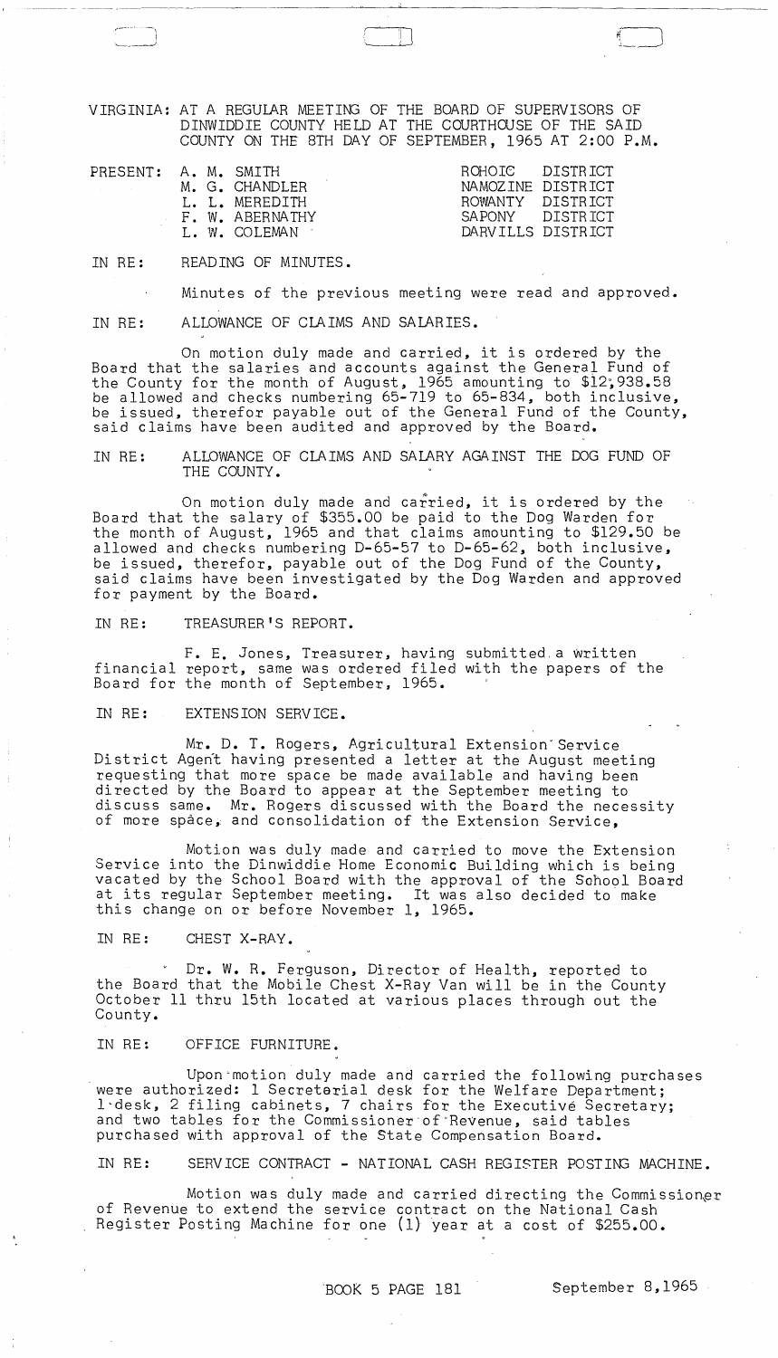VIRGINIA: AT A REGULAR MEETING OF THE BOARD OF SUPERVISORS OF DINWIDDIE COUNTY HELD AT THE COURTHOUSE OF THE SAID COUNTY ON THE 8TH DAY OF SEPTEMBER, 1965 AT 2:00 P.M.

| PRESENT: | | |
|---|---|---|
| | A. M. SMITH | ROHOIC DISTRICT |
| | M. G. CHANDLER | NAMOZINE DISTRICT |
| | L. L. MEREDITH | ROWANTY DISTRICT |
| | F. W. ABERNATHY | SAPONY DISTRICT |
| | L. W. COLEMAN | DARVILLS DISTRICT |

IN RE: READING OF MINUTES.

Minutes of the previous meeting were read and approved.

IN RE: ALLOWANCE OF CLAIMS AND SALARIES.

On motion duly made and carried, it is ordered by the Board that the salaries and accounts against the General Fund of the County for the month of August, 1965 amounting to $12,938.58 be allowed and checks numbering 65-719 to 65-834, both inclusive, be issued, therefor payable out of the General Fund of the County, said claims have been audited and approved by the Board.

IN RE: ALLOWANCE OF CLAIMS AND SALARY AGAINST THE DOG FUND OF THE COUNTY.

On motion duly made and carried, it is ordered by the Board that the salary of $355.00 be paid to the Dog Warden for the month of August, 1965 and that claims amounting to $129.50 be allowed and checks numbering D-65-57 to D-65-62, both inclusive, be issued, therefor, payable out of the Dog Fund of the County, said claims have been investigated by the Dog Warden and approved for payment by the Board.

IN RE: TREASURER'S REPORT.

F. E. Jones, Treasurer, having submitted a written financial report, same was ordered filed with the papers of the Board for the month of September, 1965.

IN RE: EXTENSION SERVICE.

Mr. D. T. Rogers, Agricultural Extension Service District Agent having presented a letter at the August meeting requesting that more space be made available and having been directed by the Board to appear at the September meeting to discuss same. Mr. Rogers discussed with the Board the necessity of more space, and consolidation of the Extension Service,

Motion was duly made and carried to move the Extension Service into the Dinwiddie Home Economic Building which is being vacated by the School Board with the approval of the School Board at its regular September meeting. It was also decided to make this change on or before November 1, 1965.

IN RE: CHEST X-RAY.

Dr. W. R. Ferguson, Director of Health, reported to the Board that the Mobile Chest X-Ray Van will be in the County October 11 thru 15th located at various places through out the County.

IN RE: OFFICE FURNITURE.

Upon motion duly made and carried the following purchases were authorized: 1 Secretarial desk for the Welfare Department; 1 desk, 2 filing cabinets, 7 chairs for the Executive Secretary; and two tables for the Commissioner of Revenue, said tables purchased with approval of the State Compensation Board.

IN RE: SERVICE CONTRACT - NATIONAL CASH REGISTER POSTING MACHINE.

Motion was duly made and carried directing the Commissioner of Revenue to extend the service contract on the National Cash Register Posting Machine for one (1) year at a cost of $255.00.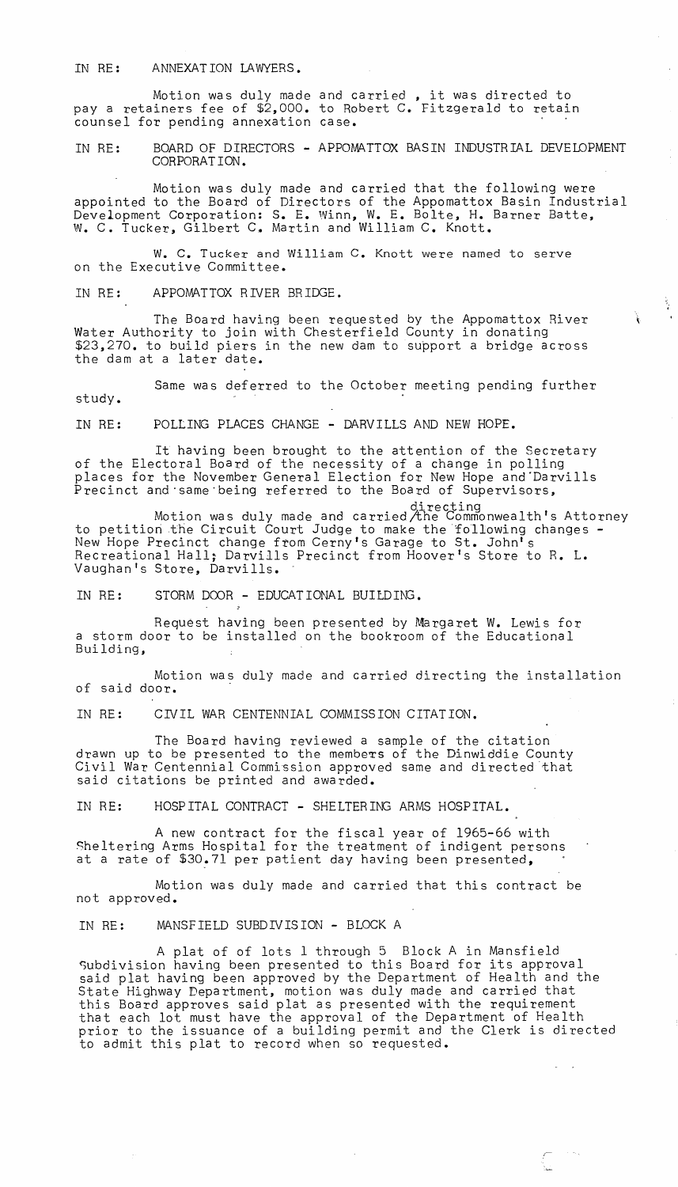IN RE: ANNEXATION LAWYERS.

Motion was duly made and carried , it was directed to pay a retainers fee of $2,000. to Robert C. Fitzgerald to retain counsel for pending annexation case.

IN RE: BOARD OF DIRECTORS - APPOMATTOX BASIN INDUSTRIAL DEVELOPMENT CORPORATION.

Motion was duly made and carried that the following were appointed to the Board of Directors of the Appomattox Basin Industrial Development Corporation: S. E. Winn, W. E. Bolte, H. Barner Batte, W. C. Tucker, Gilbert C. Martin and William C. Knott.

W. C. Tucker and William C. Knott were named to serve on the Executive Committee.

IN RE: APPOMATTOX RIVER BRIDGE.

The Board having been requested by the Appomattox River Water Authority to join with Chesterfield County in donating $23,270. to build piers in the new dam to support a bridge across the dam at a later date.

Same was deferred to the October meeting pending further study.

IN RE: POLLING PLACES CHANGE - DARVILLS AND NEW HOPE.

It having been brought to the attention of the Secretary of the Electoral Board of the necessity of a change in polling places for the November General Election for New Hope and Darvills Precinct and same being referred to the Board of Supervisors,

Motion was duly made and carried directing the Commonwealth's Attorney to petition the Circuit Court Judge to make the following changes - New Hope Precinct change from Cerny's Garage to St. John's Recreational Hall; Darvills Precinct from Hoover's Store to R. L. Vaughan's Store, Darvills.

IN RE: STORM DOOR - EDUCATIONAL BUILDING.

Request having been presented by Margaret W. Lewis for a storm door to be installed on the bookroom of the Educational Building,

Motion was duly made and carried directing the installation of said door.

IN RE: CIVIL WAR CENTENNIAL COMMISSION CITATION.

The Board having reviewed a sample of the citation drawn up to be presented to the members of the Dinwiddie County Civil War Centennial Commission approved same and directed that said citations be printed and awarded.

IN RE: HOSPITAL CONTRACT - SHELTERING ARMS HOSPITAL.

A new contract for the fiscal year of 1965-66 with Sheltering Arms Hospital for the treatment of indigent persons at a rate of $30.71 per patient day having been presented,

Motion was duly made and carried that this contract be not approved.

IN RE: MANSFIELD SUBDIVISION - BLOCK A

A plat of of lots 1 through 5 Block A in Mansfield Subdivision having been presented to this Board for its approval said plat having been approved by the Department of Health and the State Highway Department, motion was duly made and carried that this Board approves said plat as presented with the requirement that each lot must have the approval of the Department of Health prior to the issuance of a building permit and the Clerk is directed to admit this plat to record when so requested.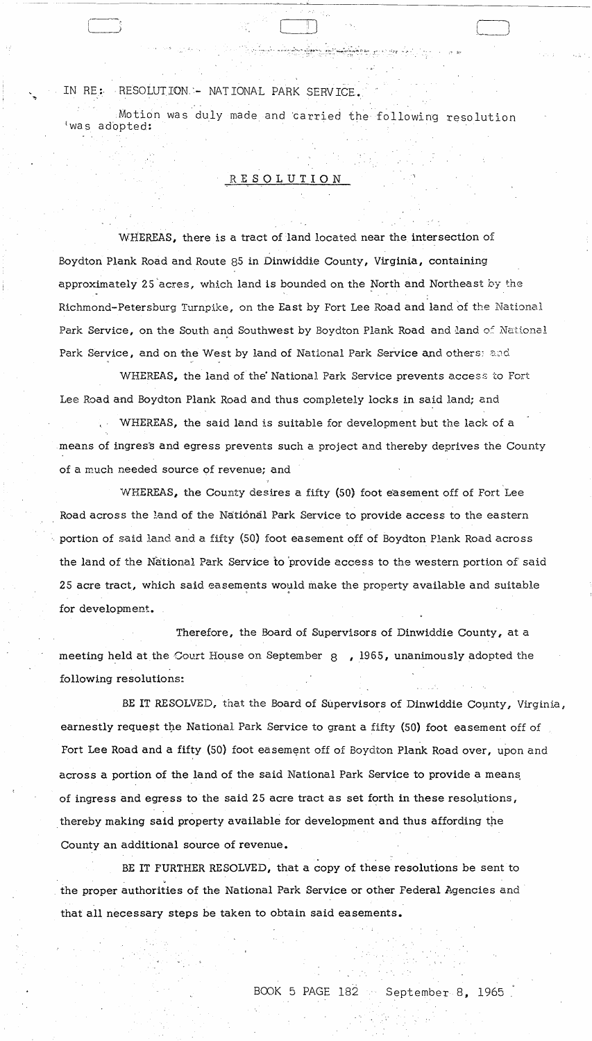IN RE: RESOLUTION - NATIONAL PARK SERVICE.

Motion was duly made and carried the following resolution was adopted:

## RESOLUTION

WHEREAS, there is a tract of land located near the intersection of Boydton Plank Road and Route 85 in Dinwiddie County, Virginia, containing approximately 25 acres, which land is bounded on the North and Northeast by the Richmond-Petersburg Turnpike, on the East by Fort Lee Road and land of the National Park Service, on the South and Southwest by Boydton Plank Road and land of National Park Service, and on the West by land of National Park Service and others; and

WHEREAS, the land of the National Park Service prevents access to Fort Lee Road and Boydton Plank Road and thus completely locks in said land; and

WHEREAS, the said land is suitable for development but the lack of a means of ingress and egress prevents such a project and thereby deprives the County of a much needed source of revenue; and

WHEREAS, the County desires a fifty (50) foot easement off of Fort Lee Road across the land of the National Park Service to provide access to the eastern portion of said land and a fifty (50) foot easement off of Boydton Plank Road across the land of the National Park Service to provide access to the western portion of said 25 acre tract, which said easements would make the property available and suitable for development.

Therefore, the Board of Supervisors of Dinwiddie County, at a meeting held at the Court House on September 8 , 1965, unanimously adopted the following resolutions:

BE IT RESOLVED, that the Board of Supervisors of Dinwiddie County, Virginia, earnestly request the National Park Service to grant a fifty (50) foot easement off of Fort Lee Road and a fifty (50) foot easement off of Boydton Plank Road over, upon and across a portion of the land of the said National Park Service to provide a means of ingress and egress to the said 25 acre tract as set forth in these resolutions, thereby making said property available for development and thus affording the County an additional source of revenue.

BE IT FURTHER RESOLVED, that a copy of these resolutions be sent to the proper authorities of the National Park Service or other Federal Agencies and that all necessary steps be taken to obtain said easements.

BOOK 5 PAGE 182 September 8, 1965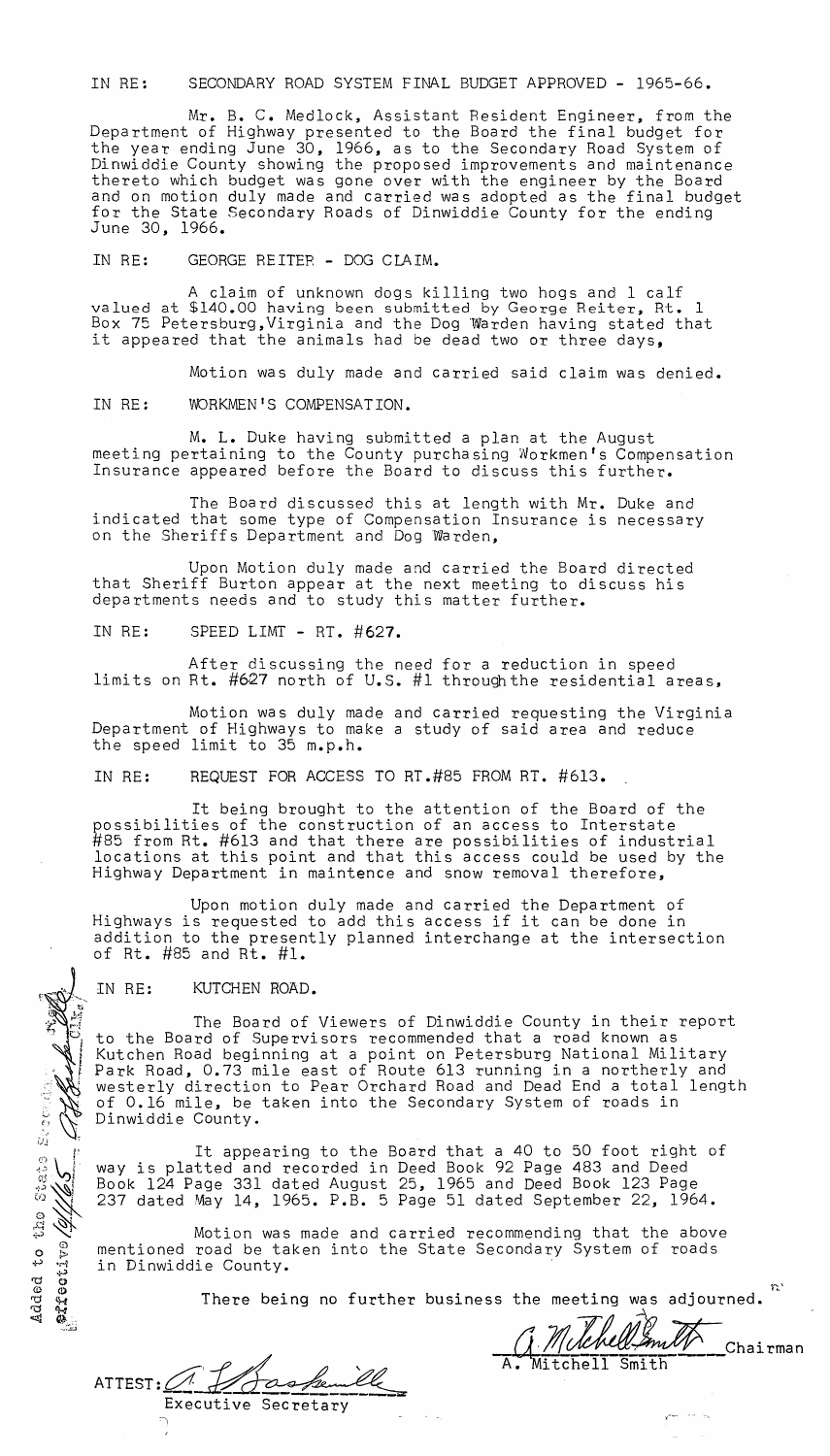IN RE: SECONDARY ROAD SYSTEM FINAL BUDGET APPROVED - 1965-66.

Mr. B. C. Medlock, Assistant Resident Engineer, from the Department of Highway presented to the Board the final budget for the year ending June 30, 1966, as to the Secondary Road System of Dinwiddie County showing the proposed improvements and maintenance thereto which budget was gone over with the engineer by the Board and on motion duly made and carried was adopted as the final budget for the State Secondary Roads of Dinwiddie County for the ending June 30, 1966.

IN RE: GEORGE REITER - DOG CLAIM.

A claim of unknown dogs killing two hogs and 1 calf valued at $140.00 having been submitted by George Reiter, Rt. 1 Box 75 Petersburg,Virginia and the Dog Warden having stated that it appeared that the animals had be dead two or three days,

Motion was duly made and carried said claim was denied.

IN RE: WORKMEN'S COMPENSATION.

M. L. Duke having submitted a plan at the August meeting pertaining to the County purchasing Workmen's Compensation Insurance appeared before the Board to discuss this further.

The Board discussed this at length with Mr. Duke and indicated that some type of Compensation Insurance is necessary on the Sheriffs Department and Dog Warden,

Upon Motion duly made and carried the Board directed that Sheriff Burton appear at the next meeting to discuss his departments needs and to study this matter further.

IN RE: SPEED LIMT - RT. #627.

After discussing the need for a reduction in speed limits on Rt. #627 north of U.S. #1 throughthe residential areas,

Motion was duly made and carried requesting the Virginia Department of Highways to make a study of said area and reduce the speed limit to 35 m.p.h.

IN RE: REQUEST FOR ACCESS TO RT.#85 FROM RT. #613.

It being brought to the attention of the Board of the possibilities of the construction of an access to Interstate #85 from Rt. #613 and that there are possibilities of industrial locations at this point and that this access could be used by the Highway Department in maintence and snow removal therefore,

Upon motion duly made and carried the Department of Highways is requested to add this access if it can be done in addition to the presently planned interchange at the intersection of Rt. #85 and Rt. #1.

IN RE: KUTCHEN ROAD.

The Board of Viewers of Dinwiddie County in their report to the Board of Supervisors recommended that a road known as Kutchen Road beginning at a point on Petersburg National Military Park Road, 0.73 mile east of Route 613 running in a northerly and westerly direction to Pear Orchard Road and Dead End a total length of 0.16 mile, be taken into the Secondary System of roads in Dinwiddie County.

It appearing to the Board that a 40 to 50 foot right of way is platted and recorded in Deed Book 92 Page 483 and Deed Book 124 Page 331 dated August 25, 1965 and Deed Book 123 Page 237 dated May 14, 1965. P.B. 5 Page 51 dated September 22, 1964.

Motion was made and carried recommending that the above mentioned road be taken into the State Secondary System of roads in Dinwiddie County.

Added to the State Secondary System Effective 10/1/65

There being no further business the meeting was adjourned.

A. Mitchell Smith
A. Mitchell Smith, Chairman

ATTEST: A. L. Haskerville
Executive Secretary